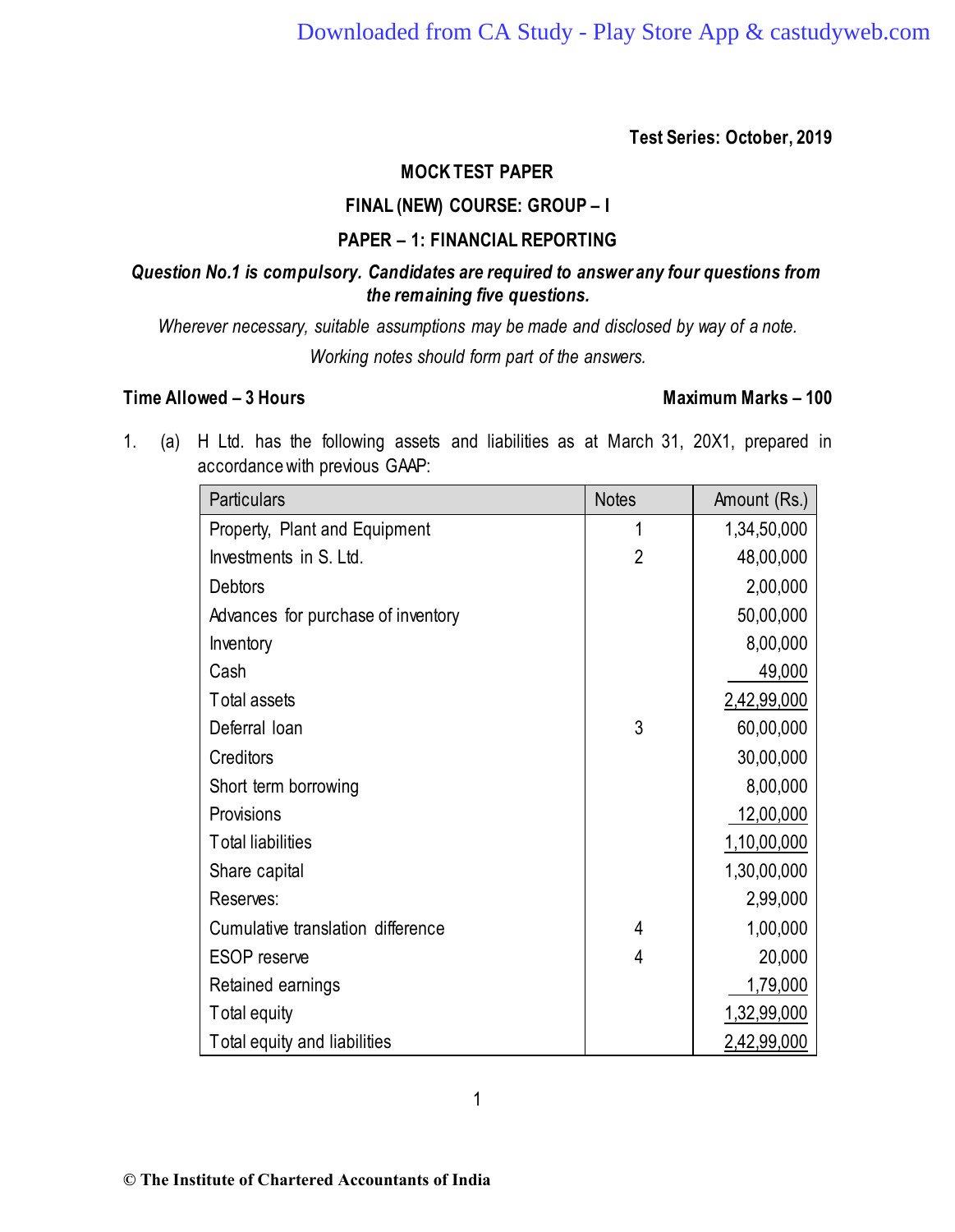**Test Series: October, 2019**

## MOCK TEST PAPER

## FINAL (NEW) COURSE: GROUP – I

## PAPER – 1: FINANCIAL REPORTING

***Question No.1 is compulsory. Candidates are required to answer any four questions from the remaining five questions.***

*Wherever necessary, suitable assumptions may be made and disclosed by way of a note.*

*Working notes should form part of the answers.*

**Time Allowed – 3 Hours** **Maximum Marks – 100**

1. (a) H Ltd. has the following assets and liabilities as at March 31, 20X1, prepared in accordance with previous GAAP:

| Particulars | Notes | Amount (Rs.) |
|---|---|---|
| Property, Plant and Equipment | 1 | 1,34,50,000 |
| Investments in S. Ltd. | 2 | 48,00,000 |
| Debtors | | 2,00,000 |
| Advances for purchase of inventory | | 50,00,000 |
| Inventory | | 8,00,000 |
| Cash | | 49,000 |
| Total assets | | 2,42,99,000 |
| Deferral loan | 3 | 60,00,000 |
| Creditors | | 30,00,000 |
| Short term borrowing | | 8,00,000 |
| Provisions | | 12,00,000 |
| Total liabilities | | 1,10,00,000 |
| Share capital | | 1,30,00,000 |
| Reserves: | | 2,99,000 |
| Cumulative translation difference | 4 | 1,00,000 |
| ESOP reserve | 4 | 20,000 |
| Retained earnings | | 1,79,000 |
| Total equity | | 1,32,99,000 |
| Total equity and liabilities | | 2,42,99,000 |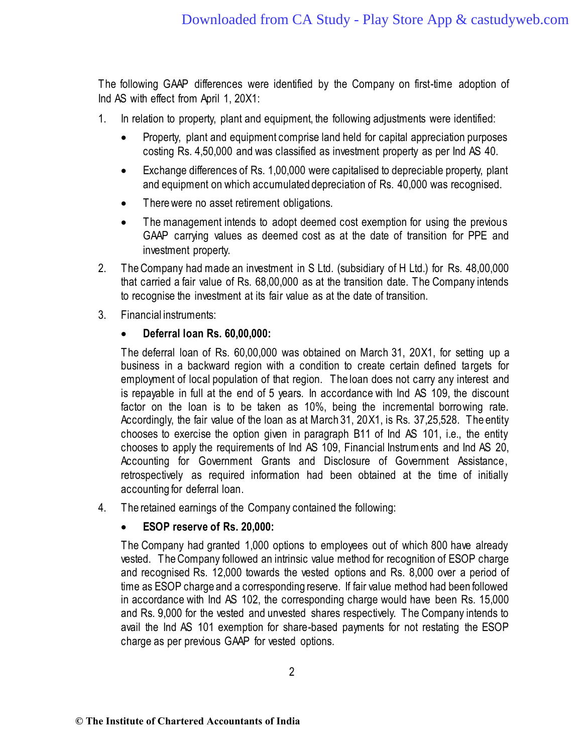The following GAAP differences were identified by the Company on first-time adoption of Ind AS with effect from April 1, 20X1:

1. In relation to property, plant and equipment, the following adjustments were identified:
   - Property, plant and equipment comprise land held for capital appreciation purposes costing Rs. 4,50,000 and was classified as investment property as per Ind AS 40.
   - Exchange differences of Rs. 1,00,000 were capitalised to depreciable property, plant and equipment on which accumulated depreciation of Rs. 40,000 was recognised.
   - There were no asset retirement obligations.
   - The management intends to adopt deemed cost exemption for using the previous GAAP carrying values as deemed cost as at the date of transition for PPE and investment property.
2. The Company had made an investment in S Ltd. (subsidiary of H Ltd.) for Rs. 48,00,000 that carried a fair value of Rs. 68,00,000 as at the transition date. The Company intends to recognise the investment at its fair value as at the date of transition.
3. Financial instruments:
   - **Deferral loan Rs. 60,00,000:**

   The deferral loan of Rs. 60,00,000 was obtained on March 31, 20X1, for setting up a business in a backward region with a condition to create certain defined targets for employment of local population of that region. The loan does not carry any interest and is repayable in full at the end of 5 years. In accordance with Ind AS 109, the discount factor on the loan is to be taken as 10%, being the incremental borrowing rate. Accordingly, the fair value of the loan as at March 31, 20X1, is Rs. 37,25,528. The entity chooses to exercise the option given in paragraph B11 of Ind AS 101, i.e., the entity chooses to apply the requirements of Ind AS 109, Financial Instruments and Ind AS 20, Accounting for Government Grants and Disclosure of Government Assistance, retrospectively as required information had been obtained at the time of initially accounting for deferral loan.
4. The retained earnings of the Company contained the following:
   - **ESOP reserve of Rs. 20,000:**

   The Company had granted 1,000 options to employees out of which 800 have already vested. The Company followed an intrinsic value method for recognition of ESOP charge and recognised Rs. 12,000 towards the vested options and Rs. 8,000 over a period of time as ESOP charge and a corresponding reserve. If fair value method had been followed in accordance with Ind AS 102, the corresponding charge would have been Rs. 15,000 and Rs. 9,000 for the vested and unvested shares respectively. The Company intends to avail the Ind AS 101 exemption for share-based payments for not restating the ESOP charge as per previous GAAP for vested options.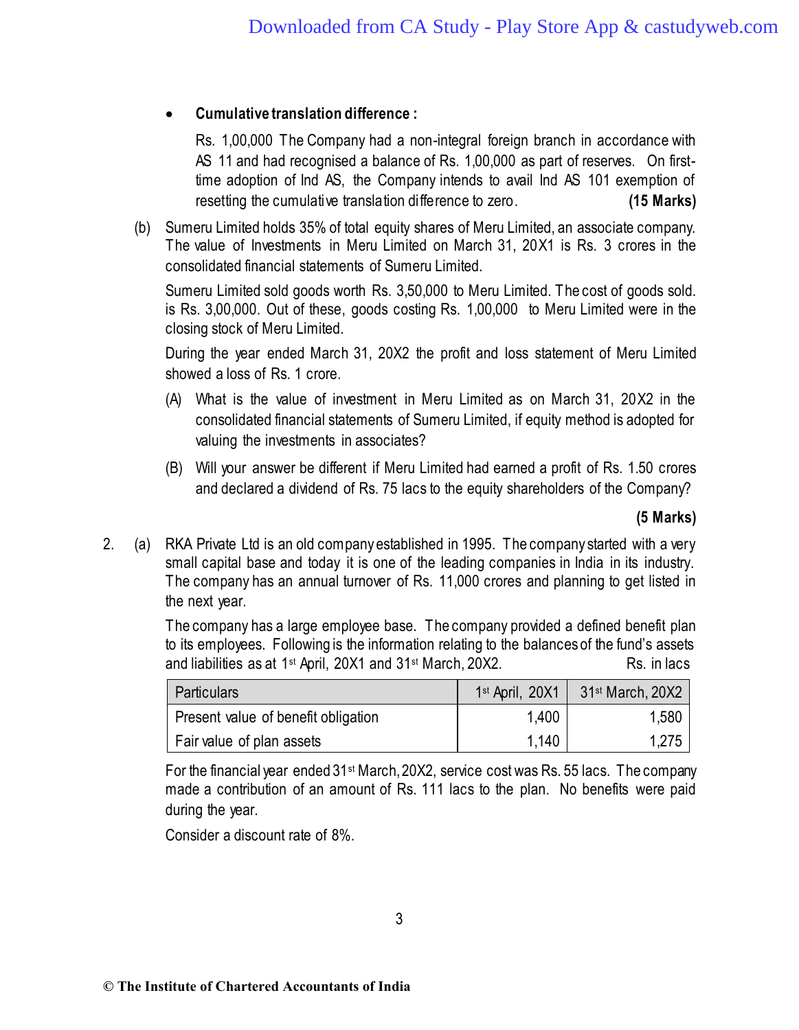- **Cumulative translation difference :**

  Rs. 1,00,000 The Company had a non-integral foreign branch in accordance with AS 11 and had recognised a balance of Rs. 1,00,000 as part of reserves. On first-time adoption of Ind AS, the Company intends to avail Ind AS 101 exemption of resetting the cumulative translation difference to zero. **(15 Marks)**

(b) Sumeru Limited holds 35% of total equity shares of Meru Limited, an associate company. The value of Investments in Meru Limited on March 31, 20X1 is Rs. 3 crores in the consolidated financial statements of Sumeru Limited.

Sumeru Limited sold goods worth Rs. 3,50,000 to Meru Limited. The cost of goods sold. is Rs. 3,00,000. Out of these, goods costing Rs. 1,00,000 to Meru Limited were in the closing stock of Meru Limited.

During the year ended March 31, 20X2 the profit and loss statement of Meru Limited showed a loss of Rs. 1 crore.

(A) What is the value of investment in Meru Limited as on March 31, 20X2 in the consolidated financial statements of Sumeru Limited, if equity method is adopted for valuing the investments in associates?

(B) Will your answer be different if Meru Limited had earned a profit of Rs. 1.50 crores and declared a dividend of Rs. 75 lacs to the equity shareholders of the Company?

**(5 Marks)**

2. (a) RKA Private Ltd is an old company established in 1995. The company started with a very small capital base and today it is one of the leading companies in India in its industry. The company has an annual turnover of Rs. 11,000 crores and planning to get listed in the next year.

The company has a large employee base. The company provided a defined benefit plan to its employees. Following is the information relating to the balances of the fund's assets and liabilities as at 1st April, 20X1 and 31st March, 20X2. Rs. in lacs

| Particulars | 1st April, 20X1 | 31st March, 20X2 |
|---|---|---|
| Present value of benefit obligation | 1,400 | 1,580 |
| Fair value of plan assets | 1,140 | 1,275 |

For the financial year ended 31st March, 20X2, service cost was Rs. 55 lacs. The company made a contribution of an amount of Rs. 111 lacs to the plan. No benefits were paid during the year.

Consider a discount rate of 8%.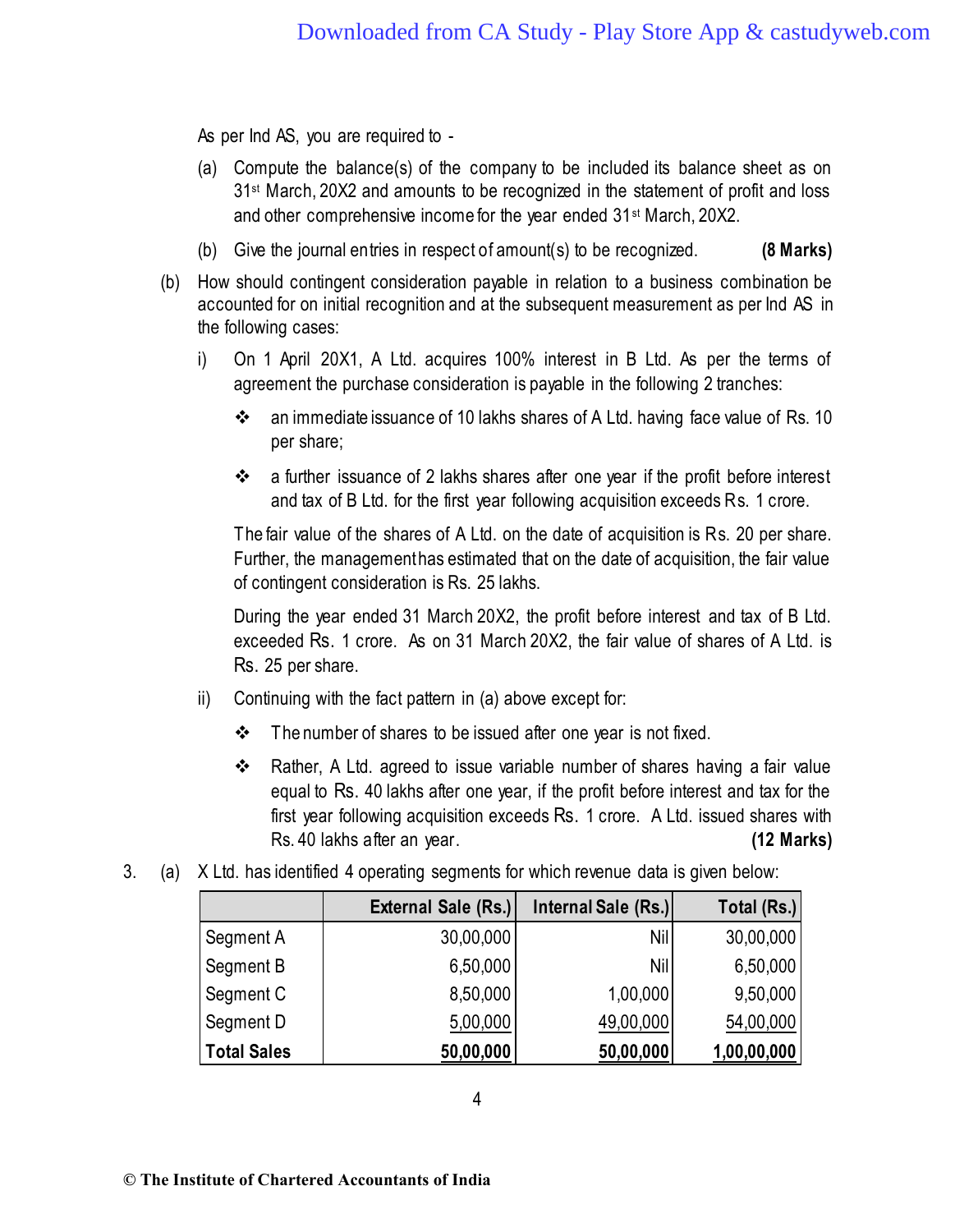As per Ind AS, you are required to -

(a) Compute the balance(s) of the company to be included its balance sheet as on 31st March, 20X2 and amounts to be recognized in the statement of profit and loss and other comprehensive income for the year ended 31st March, 20X2.

(b) Give the journal entries in respect of amount(s) to be recognized. **(8 Marks)**

(b) How should contingent consideration payable in relation to a business combination be accounted for on initial recognition and at the subsequent measurement as per Ind AS in the following cases:

i) On 1 April 20X1, A Ltd. acquires 100% interest in B Ltd. As per the terms of agreement the purchase consideration is payable in the following 2 tranches:

- an immediate issuance of 10 lakhs shares of A Ltd. having face value of Rs. 10 per share;
- a further issuance of 2 lakhs shares after one year if the profit before interest and tax of B Ltd. for the first year following acquisition exceeds Rs. 1 crore.

The fair value of the shares of A Ltd. on the date of acquisition is Rs. 20 per share. Further, the management has estimated that on the date of acquisition, the fair value of contingent consideration is Rs. 25 lakhs.

During the year ended 31 March 20X2, the profit before interest and tax of B Ltd. exceeded Rs. 1 crore. As on 31 March 20X2, the fair value of shares of A Ltd. is Rs. 25 per share.

ii) Continuing with the fact pattern in (a) above except for:

- The number of shares to be issued after one year is not fixed.
- Rather, A Ltd. agreed to issue variable number of shares having a fair value equal to Rs. 40 lakhs after one year, if the profit before interest and tax for the first year following acquisition exceeds Rs. 1 crore. A Ltd. issued shares with Rs. 40 lakhs after an year. **(12 Marks)**

3. (a) X Ltd. has identified 4 operating segments for which revenue data is given below:

| | External Sale (Rs.) | Internal Sale (Rs.) | Total (Rs.) |
|---|---|---|---|
| Segment A | 30,00,000 | Nil | 30,00,000 |
| Segment B | 6,50,000 | Nil | 6,50,000 |
| Segment C | 8,50,000 | 1,00,000 | 9,50,000 |
| Segment D | 5,00,000 | 49,00,000 | 54,00,000 |
| **Total Sales** | **50,00,000** | **50,00,000** | **1,00,00,000** |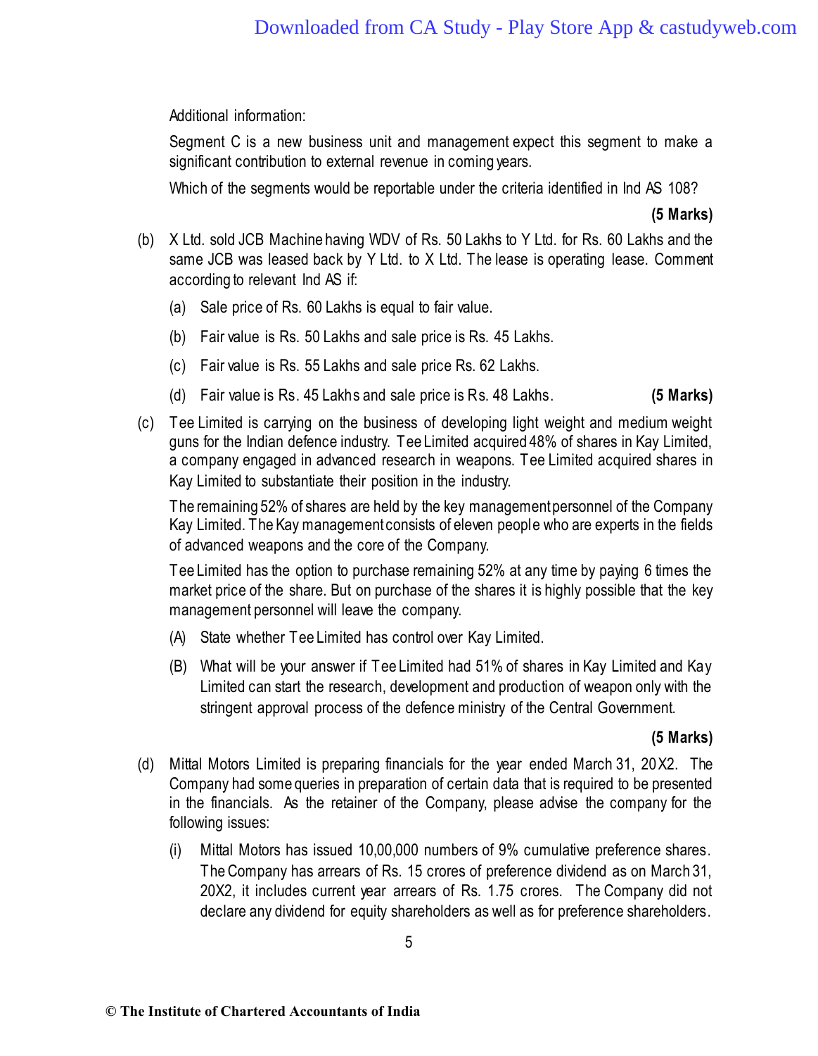Additional information:

Segment C is a new business unit and management expect this segment to make a significant contribution to external revenue in coming years.

Which of the segments would be reportable under the criteria identified in Ind AS 108?

**(5 Marks)**

(b) X Ltd. sold JCB Machine having WDV of Rs. 50 Lakhs to Y Ltd. for Rs. 60 Lakhs and the same JCB was leased back by Y Ltd. to X Ltd. The lease is operating lease. Comment according to relevant Ind AS if:

(a) Sale price of Rs. 60 Lakhs is equal to fair value.

(b) Fair value is Rs. 50 Lakhs and sale price is Rs. 45 Lakhs.

(c) Fair value is Rs. 55 Lakhs and sale price Rs. 62 Lakhs.

(d) Fair value is Rs. 45 Lakhs and sale price is Rs. 48 Lakhs. **(5 Marks)**

(c) Tee Limited is carrying on the business of developing light weight and medium weight guns for the Indian defence industry. Tee Limited acquired 48% of shares in Kay Limited, a company engaged in advanced research in weapons. Tee Limited acquired shares in Kay Limited to substantiate their position in the industry.

The remaining 52% of shares are held by the key management personnel of the Company Kay Limited. The Kay management consists of eleven people who are experts in the fields of advanced weapons and the core of the Company.

Tee Limited has the option to purchase remaining 52% at any time by paying 6 times the market price of the share. But on purchase of the shares it is highly possible that the key management personnel will leave the company.

(A) State whether Tee Limited has control over Kay Limited.

(B) What will be your answer if Tee Limited had 51% of shares in Kay Limited and Kay Limited can start the research, development and production of weapon only with the stringent approval process of the defence ministry of the Central Government.

**(5 Marks)**

(d) Mittal Motors Limited is preparing financials for the year ended March 31, 20X2. The Company had some queries in preparation of certain data that is required to be presented in the financials. As the retainer of the Company, please advise the company for the following issues:

(i) Mittal Motors has issued 10,00,000 numbers of 9% cumulative preference shares. The Company has arrears of Rs. 15 crores of preference dividend as on March 31, 20X2, it includes current year arrears of Rs. 1.75 crores. The Company did not declare any dividend for equity shareholders as well as for preference shareholders.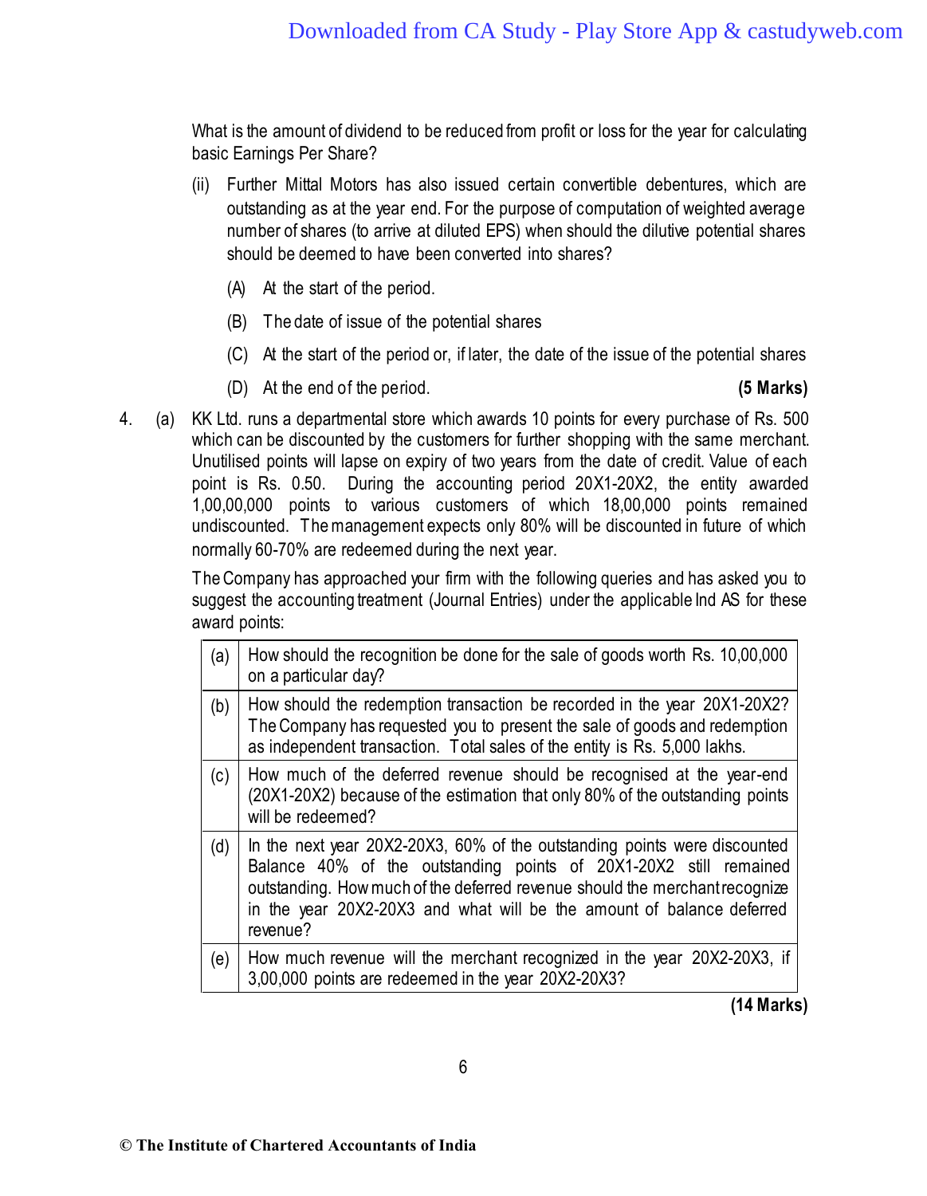What is the amount of dividend to be reduced from profit or loss for the year for calculating basic Earnings Per Share?

(ii) Further Mittal Motors has also issued certain convertible debentures, which are outstanding as at the year end. For the purpose of computation of weighted average number of shares (to arrive at diluted EPS) when should the dilutive potential shares should be deemed to have been converted into shares?

(A) At the start of the period.

(B) The date of issue of the potential shares

(C) At the start of the period or, if later, the date of the issue of the potential shares

(D) At the end of the period. **(5 Marks)**

4. (a) KK Ltd. runs a departmental store which awards 10 points for every purchase of Rs. 500 which can be discounted by the customers for further shopping with the same merchant. Unutilised points will lapse on expiry of two years from the date of credit. Value of each point is Rs. 0.50. During the accounting period 20X1-20X2, the entity awarded 1,00,00,000 points to various customers of which 18,00,000 points remained undiscounted. The management expects only 80% will be discounted in future of which normally 60-70% are redeemed during the next year.

The Company has approached your firm with the following queries and has asked you to suggest the accounting treatment (Journal Entries) under the applicable Ind AS for these award points:

| | |
|---|---|
| (a) | How should the recognition be done for the sale of goods worth Rs. 10,00,000 on a particular day? |
| (b) | How should the redemption transaction be recorded in the year 20X1-20X2? The Company has requested you to present the sale of goods and redemption as independent transaction. Total sales of the entity is Rs. 5,000 lakhs. |
| (c) | How much of the deferred revenue should be recognised at the year-end (20X1-20X2) because of the estimation that only 80% of the outstanding points will be redeemed? |
| (d) | In the next year 20X2-20X3, 60% of the outstanding points were discounted Balance 40% of the outstanding points of 20X1-20X2 still remained outstanding. How much of the deferred revenue should the merchant recognize in the year 20X2-20X3 and what will be the amount of balance deferred revenue? |
| (e) | How much revenue will the merchant recognized in the year 20X2-20X3, if 3,00,000 points are redeemed in the year 20X2-20X3? |

**(14 Marks)**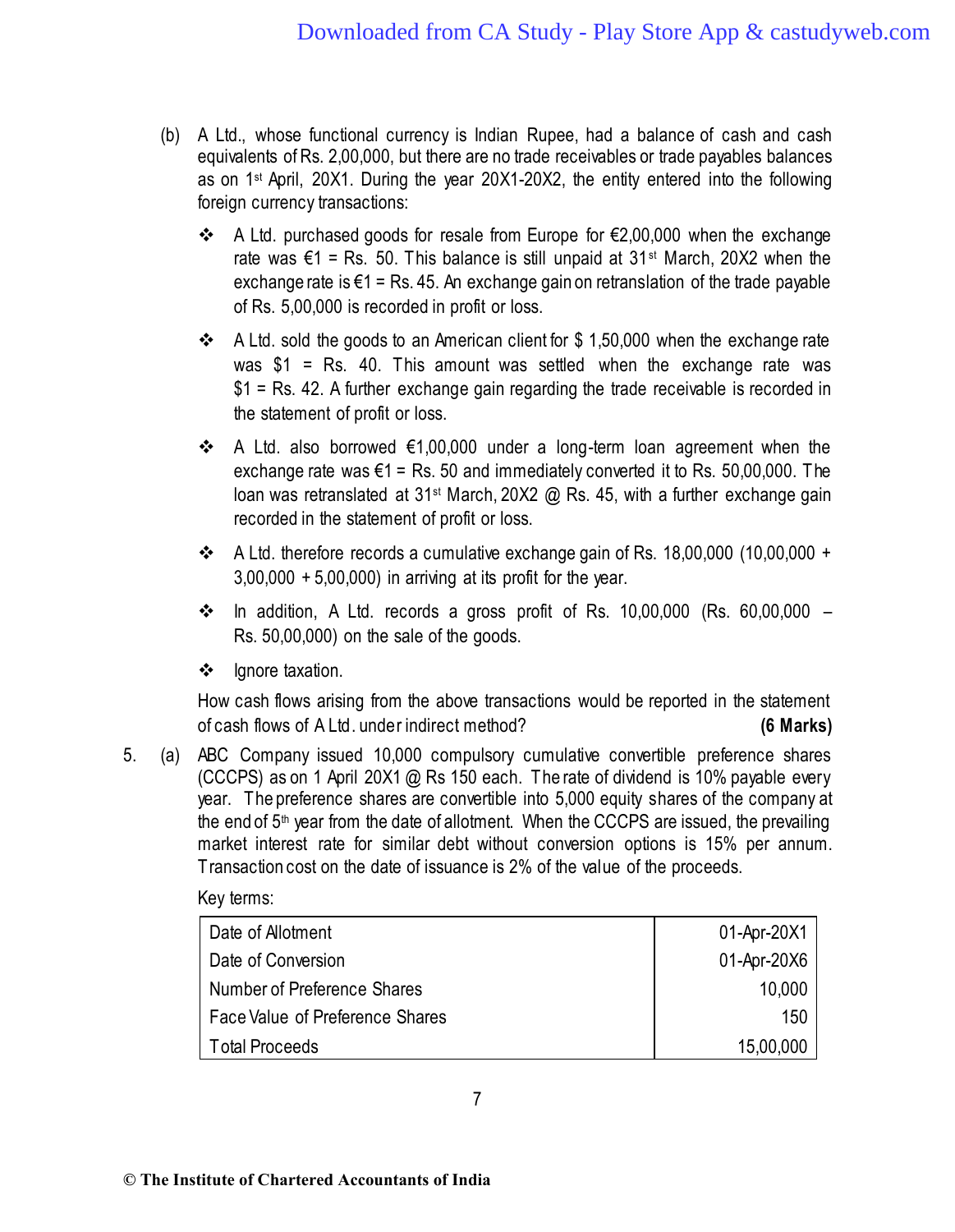(b) A Ltd., whose functional currency is Indian Rupee, had a balance of cash and cash equivalents of Rs. 2,00,000, but there are no trade receivables or trade payables balances as on 1st April, 20X1. During the year 20X1-20X2, the entity entered into the following foreign currency transactions:

- ❖ A Ltd. purchased goods for resale from Europe for €2,00,000 when the exchange rate was €1 = Rs. 50. This balance is still unpaid at 31st March, 20X2 when the exchange rate is €1 = Rs. 45. An exchange gain on retranslation of the trade payable of Rs. 5,00,000 is recorded in profit or loss.
- ❖ A Ltd. sold the goods to an American client for $ 1,50,000 when the exchange rate was $1 = Rs. 40. This amount was settled when the exchange rate was $1 = Rs. 42. A further exchange gain regarding the trade receivable is recorded in the statement of profit or loss.
- ❖ A Ltd. also borrowed €1,00,000 under a long-term loan agreement when the exchange rate was €1 = Rs. 50 and immediately converted it to Rs. 50,00,000. The loan was retranslated at 31st March, 20X2 @ Rs. 45, with a further exchange gain recorded in the statement of profit or loss.
- ❖ A Ltd. therefore records a cumulative exchange gain of Rs. 18,00,000 (10,00,000 + 3,00,000 + 5,00,000) in arriving at its profit for the year.
- ❖ In addition, A Ltd. records a gross profit of Rs. 10,00,000 (Rs. 60,00,000 – Rs. 50,00,000) on the sale of the goods.
- ❖ Ignore taxation.

How cash flows arising from the above transactions would be reported in the statement of cash flows of A Ltd. under indirect method? **(6 Marks)**

5. (a) ABC Company issued 10,000 compulsory cumulative convertible preference shares (CCCPS) as on 1 April 20X1 @ Rs 150 each. The rate of dividend is 10% payable every year. The preference shares are convertible into 5,000 equity shares of the company at the end of 5th year from the date of allotment. When the CCCPS are issued, the prevailing market interest rate for similar debt without conversion options is 15% per annum. Transaction cost on the date of issuance is 2% of the value of the proceeds.

Key terms:

| | |
|---|---:|
| Date of Allotment | 01-Apr-20X1 |
| Date of Conversion | 01-Apr-20X6 |
| Number of Preference Shares | 10,000 |
| Face Value of Preference Shares | 150 |
| Total Proceeds | 15,00,000 |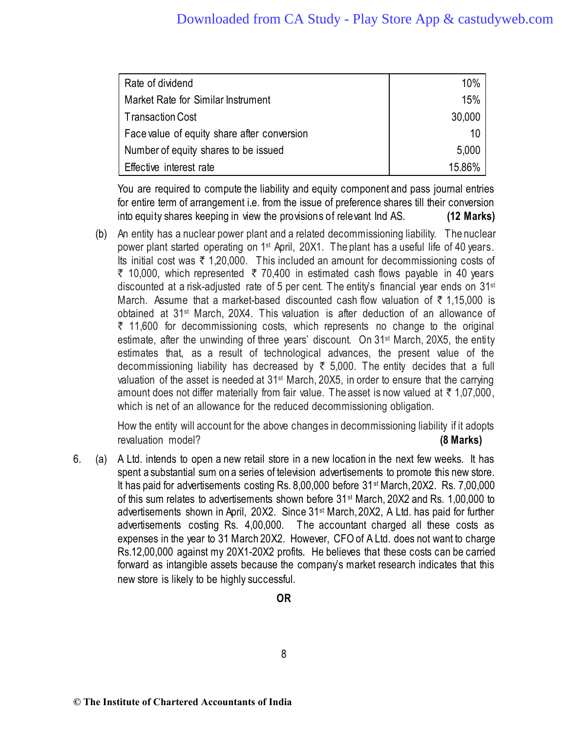| Rate of dividend | 10% |
|---|---|
| Market Rate for Similar Instrument | 15% |
| Transaction Cost | 30,000 |
| Face value of equity share after conversion | 10 |
| Number of equity shares to be issued | 5,000 |
| Effective interest rate | 15.86% |

You are required to compute the liability and equity component and pass journal entries for entire term of arrangement i.e. from the issue of preference shares till their conversion into equity shares keeping in view the provisions of relevant Ind AS. **(12 Marks)**

(b) An entity has a nuclear power plant and a related decommissioning liability. The nuclear power plant started operating on 1st April, 20X1. The plant has a useful life of 40 years. Its initial cost was ₹ 1,20,000. This included an amount for decommissioning costs of ₹ 10,000, which represented ₹ 70,400 in estimated cash flows payable in 40 years discounted at a risk-adjusted rate of 5 per cent. The entity's financial year ends on 31st March. Assume that a market-based discounted cash flow valuation of ₹ 1,15,000 is obtained at 31st March, 20X4. This valuation is after deduction of an allowance of ₹ 11,600 for decommissioning costs, which represents no change to the original estimate, after the unwinding of three years' discount. On 31st March, 20X5, the entity estimates that, as a result of technological advances, the present value of the decommissioning liability has decreased by ₹ 5,000. The entity decides that a full valuation of the asset is needed at 31st March, 20X5, in order to ensure that the carrying amount does not differ materially from fair value. The asset is now valued at ₹ 1,07,000, which is net of an allowance for the reduced decommissioning obligation.

How the entity will account for the above changes in decommissioning liability if it adopts revaluation model? **(8 Marks)**

6. (a) A Ltd. intends to open a new retail store in a new location in the next few weeks. It has spent a substantial sum on a series of television advertisements to promote this new store. It has paid for advertisements costing Rs. 8,00,000 before 31st March, 20X2. Rs. 7,00,000 of this sum relates to advertisements shown before 31st March, 20X2 and Rs. 1,00,000 to advertisements shown in April, 20X2. Since 31st March, 20X2, A Ltd. has paid for further advertisements costing Rs. 4,00,000. The accountant charged all these costs as expenses in the year to 31 March 20X2. However, CFO of A Ltd. does not want to charge Rs.12,00,000 against my 20X1-20X2 profits. He believes that these costs can be carried forward as intangible assets because the company's market research indicates that this new store is likely to be highly successful.

**OR**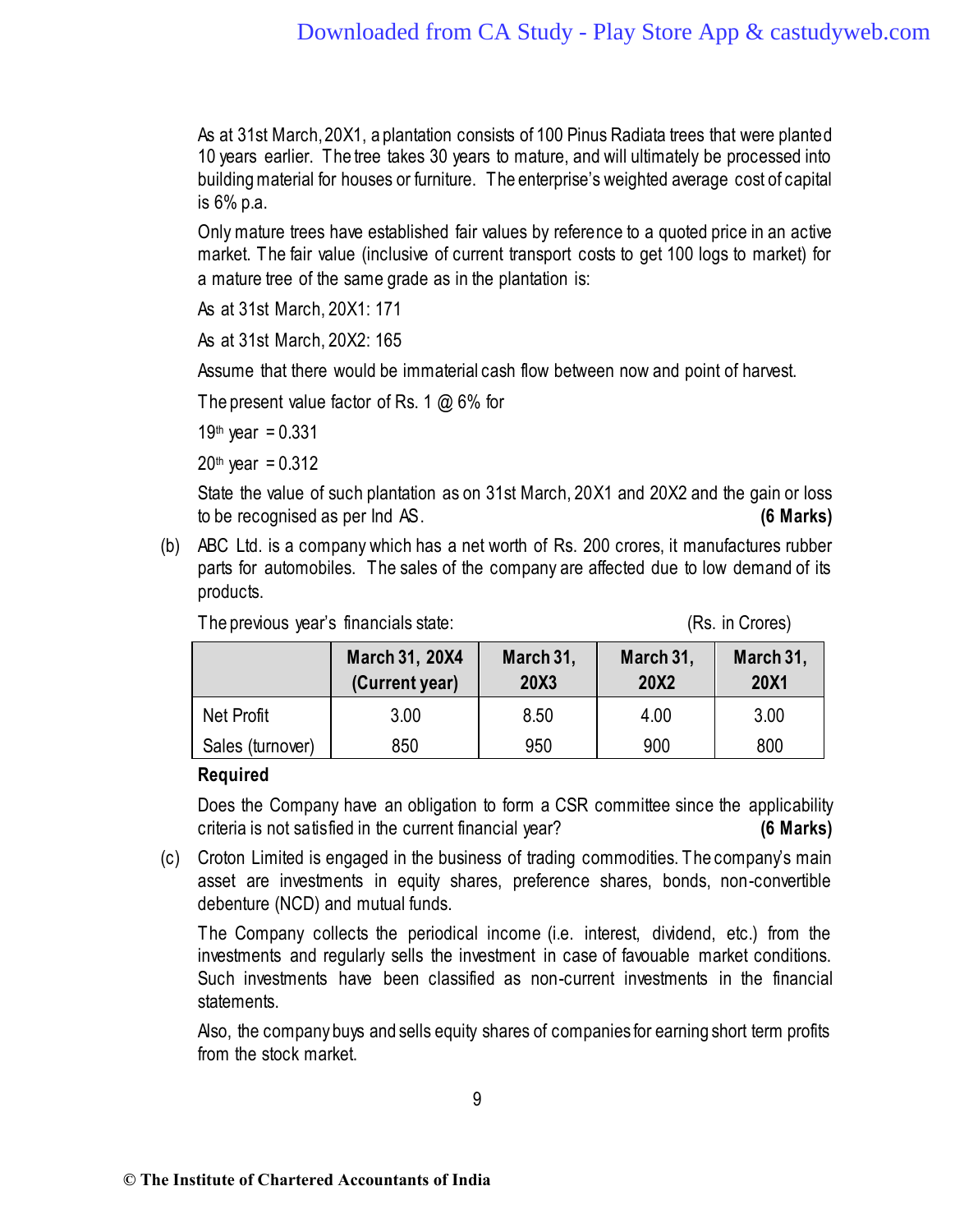As at 31st March, 20X1, a plantation consists of 100 Pinus Radiata trees that were planted 10 years earlier. The tree takes 30 years to mature, and will ultimately be processed into building material for houses or furniture. The enterprise's weighted average cost of capital is 6% p.a.

Only mature trees have established fair values by reference to a quoted price in an active market. The fair value (inclusive of current transport costs to get 100 logs to market) for a mature tree of the same grade as in the plantation is:

As at 31st March, 20X1: 171

As at 31st March, 20X2: 165

Assume that there would be immaterial cash flow between now and point of harvest.

The present value factor of Rs. 1 @ 6% for

19th year = 0.331

20th year = 0.312

State the value of such plantation as on 31st March, 20X1 and 20X2 and the gain or loss to be recognised as per Ind AS. **(6 Marks)**

(b) ABC Ltd. is a company which has a net worth of Rs. 200 crores, it manufactures rubber parts for automobiles. The sales of the company are affected due to low demand of its products.

The previous year's financials state: (Rs. in Crores)

| | March 31, 20X4 (Current year) | March 31, 20X3 | March 31, 20X2 | March 31, 20X1 |
|---|---|---|---|---|
| Net Profit | 3.00 | 8.50 | 4.00 | 3.00 |
| Sales (turnover) | 850 | 950 | 900 | 800 |

**Required**

Does the Company have an obligation to form a CSR committee since the applicability criteria is not satisfied in the current financial year? **(6 Marks)**

(c) Croton Limited is engaged in the business of trading commodities. The company's main asset are investments in equity shares, preference shares, bonds, non-convertible debenture (NCD) and mutual funds.

The Company collects the periodical income (i.e. interest, dividend, etc.) from the investments and regularly sells the investment in case of favouable market conditions. Such investments have been classified as non-current investments in the financial statements.

Also, the company buys and sells equity shares of companies for earning short term profits from the stock market.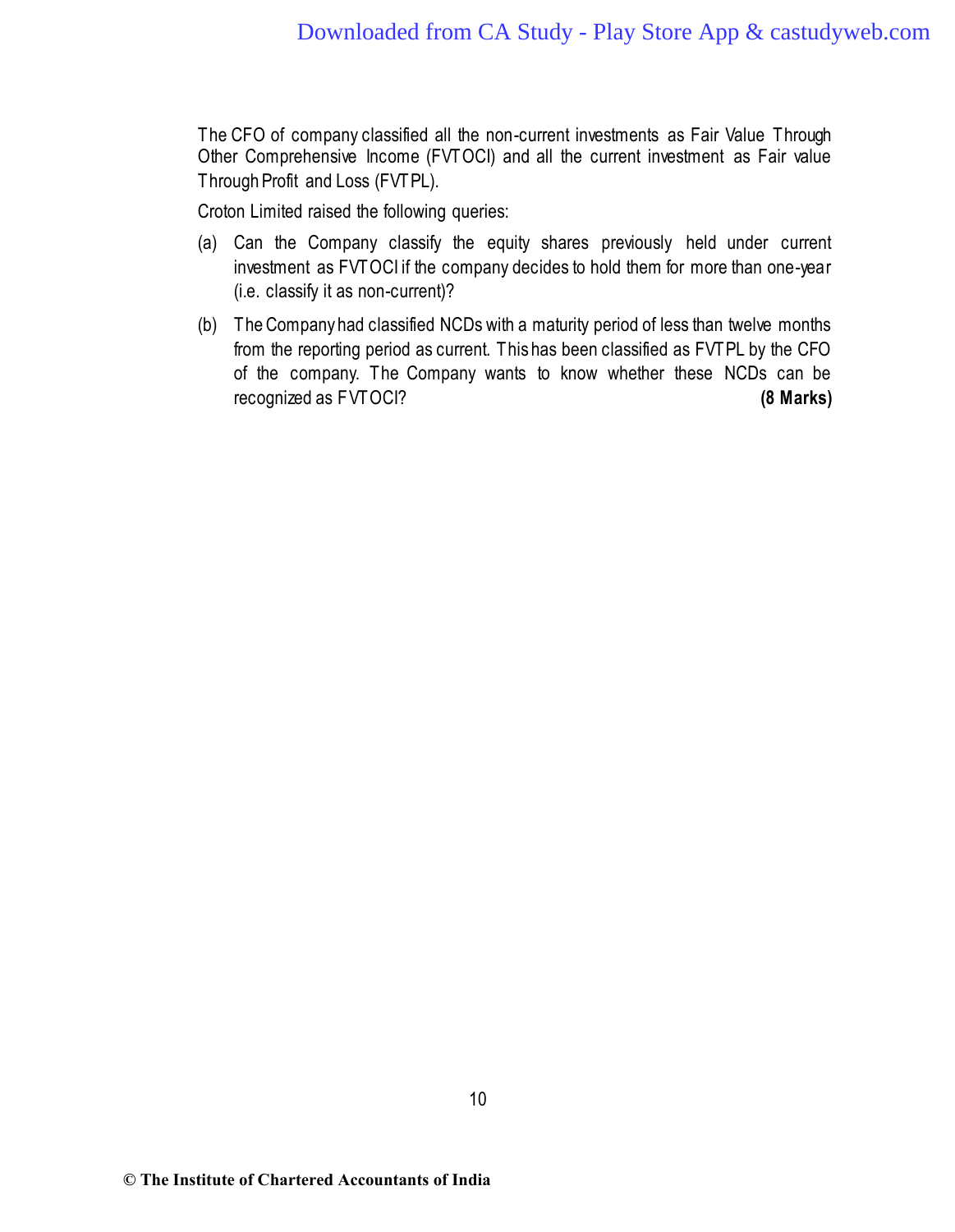The CFO of company classified all the non-current investments as Fair Value Through Other Comprehensive Income (FVTOCI) and all the current investment as Fair value Through Profit and Loss (FVTPL).

Croton Limited raised the following queries:

(a) Can the Company classify the equity shares previously held under current investment as FVTOCI if the company decides to hold them for more than one-year (i.e. classify it as non-current)?

(b) The Company had classified NCDs with a maturity period of less than twelve months from the reporting period as current. This has been classified as FVTPL by the CFO of the company. The Company wants to know whether these NCDs can be recognized as FVTOCI? **(8 Marks)**